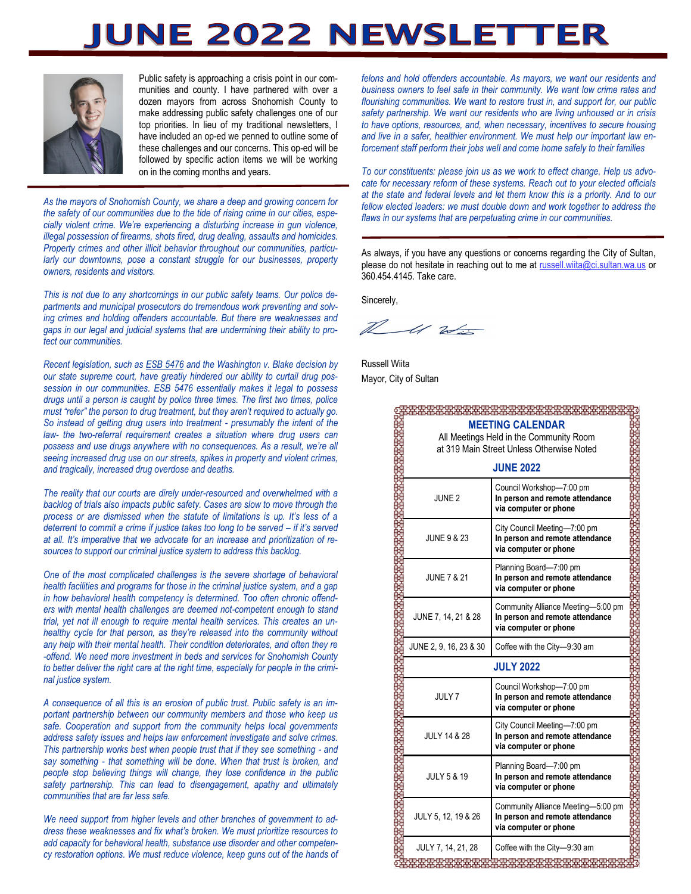# JUNE 2022 NEWSLETTER

Public safety is approaching a crisis point in our communities and county. I have partnered with over a dozen mayors from across Snohomish County to make addressing public safety challenges one of our top priorities. In lieu of my traditional newsletters, I have included an op-ed we penned to outline some of these challenges and our concerns. This op-ed will be followed by specific action items we will be working on in the coming months and years.

*As the mayors of Snohomish County, we share a deep and growing concern for the safety of our communities due to the tide of rising crime in our cities, especially violent crime. We're experiencing a disturbing increase in gun violence, illegal possession of firearms, shots fired, drug dealing, assaults and homicides. Property crimes and other illicit behavior throughout our communities, particularly our downtowns, pose a constant struggle for our businesses, property owners, residents and visitors.*

*This is not due to any shortcomings in our public safety teams. Our police departments and municipal prosecutors do tremendous work preventing and solving crimes and holding offenders accountable. But there are weaknesses and gaps in our legal and judicial systems that are undermining their ability to protect our communities.*

*Recent legislation, such as ESB 5476 and the Washington v. Blake decision by our state supreme court, have greatly hindered our ability to curtail drug possession in our communities. ESB 5476 essentially makes it legal to possess drugs until a person is caught by police three times. The first two times, police must "refer" the person to drug treatment, but they aren't required to actually go. So instead of getting drug users into treatment - presumably the intent of the law- the two-referral requirement creates a situation where drug users can possess and use drugs anywhere with no consequences. As a result, we're all seeing increased drug use on our streets, spikes in property and violent crimes, and tragically, increased drug overdose and deaths.*

*The reality that our courts are direly under-resourced and overwhelmed with a backlog of trials also impacts public safety. Cases are slow to move through the process or are dismissed when the statute of limitations is up. It's less of a deterrent to commit a crime if justice takes too long to be served – if it's served at all. It's imperative that we advocate for an increase and prioritization of resources to support our criminal justice system to address this backlog.*

*One of the most complicated challenges is the severe shortage of behavioral health facilities and programs for those in the criminal justice system, and a gap in how behavioral health competency is determined. Too often chronic offenders with mental health challenges are deemed not-competent enough to stand trial, yet not ill enough to require mental health services. This creates an unhealthy cycle for that person, as they're released into the community without any help with their mental health. Their condition deteriorates, and often they re-offend. We need more investment in beds and services for Snohomish County to better deliver the right care at the right time, especially for people in the criminal justice system.*

*A consequence of all this is an erosion of public trust. Public safety is an important partnership between our community members and those who keep us safe. Cooperation and support from the community helps local governments address safety issues and helps law enforcement investigate and solve crimes. This partnership works best when people trust that if they see something - and say something - that something will be done. When that trust is broken, and people stop believing things will change, they lose confidence in the public safety partnership. This can lead to disengagement, apathy and ultimately communities that are far less safe.*

*We need support from higher levels and other branches of government to address these weaknesses and fix what's broken. We must prioritize resources to add capacity for behavioral health, substance use disorder and other competency restoration options. We must reduce violence, keep guns out of the hands of felons and hold offenders accountable. As mayors, we want our residents and business owners to feel safe in their community. We want low crime rates and flourishing communities. We want to restore trust in, and support for, our public safety partnership. We want our residents who are living unhoused or in crisis to have options, resources, and, when necessary, incentives to secure housing and live in a safer, healthier environment. We must help our important law enforcement staff perform their jobs well and come home safely to their families*

*To our constituents: please join us as we work to effect change. Help us advocate for necessary reform of these systems. Reach out to your elected officials at the state and federal levels and let them know this is a priority. And to our fellow elected leaders: we must double down and work together to address the flaws in our systems that are perpetuating crime in our communities.*

As always, if you have any questions or concerns regarding the City of Sultan, please do not hesitate in reaching out to me at russell.wiita@ci.sultan.wa.us or 360.454.4145. Take care.

Sincerely,

Russell Wiita
Mayor, City of Sultan

**MEETING CALENDAR**
All Meetings Held in the Community Room at 319 Main Street Unless Otherwise Noted

| **JUNE 2022** | |
|---|---|
| JUNE 2 | Council Workshop—7:00 pm **In person and remote attendance via computer or phone** |
| JUNE 9 & 23 | City Council Meeting—7:00 pm **In person and remote attendance via computer or phone** |
| JUNE 7 & 21 | Planning Board—7:00 pm **In person and remote attendance via computer or phone** |
| JUNE 7, 14, 21 & 28 | Community Alliance Meeting—5:00 pm **In person and remote attendance via computer or phone** |
| JUNE 2, 9, 16, 23 & 30 | Coffee with the City—9:30 am |
| **JULY 2022** | |
| JULY 7 | Council Workshop—7:00 pm **In person and remote attendance via computer or phone** |
| JULY 14 & 28 | City Council Meeting—7:00 pm **In person and remote attendance via computer or phone** |
| JULY 5 & 19 | Planning Board—7:00 pm **In person and remote attendance via computer or phone** |
| JULY 5, 12, 19 & 26 | Community Alliance Meeting—5:00 pm **In person and remote attendance via computer or phone** |
| JULY 7, 14, 21, 28 | Coffee with the City—9:30 am |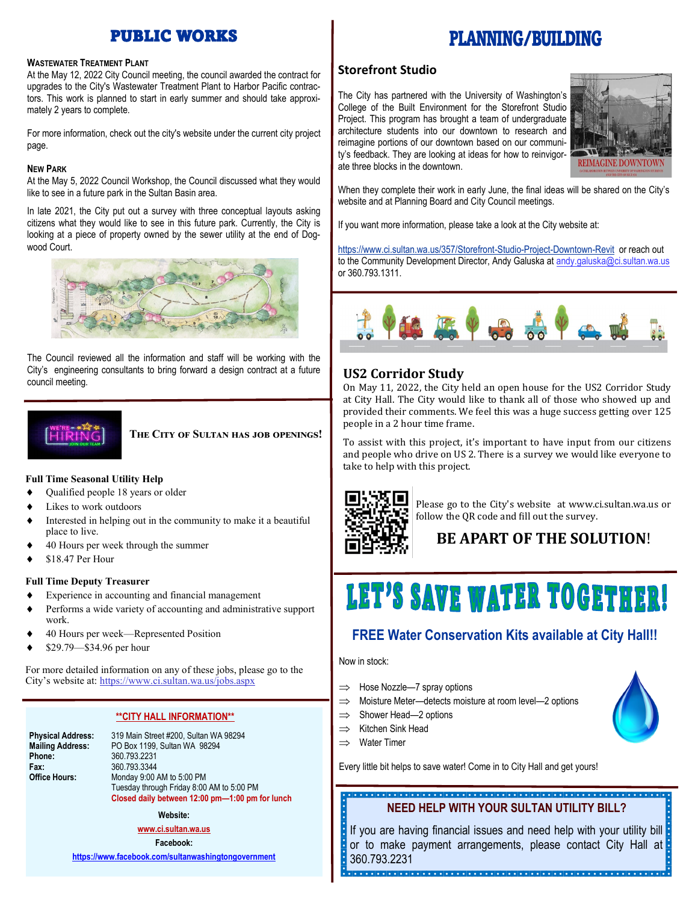# PUBLIC WORKS

### Wastewater Treatment Plant

At the May 12, 2022 City Council meeting, the council awarded the contract for upgrades to the City's Wastewater Treatment Plant to Harbor Pacific contractors. This work is planned to start in early summer and should take approximately 2 years to complete.

For more information, check out the city's website under the current city project page.

### New Park

At the May 5, 2022 Council Workshop, the Council discussed what they would like to see in a future park in the Sultan Basin area.

In late 2021, the City put out a survey with three conceptual layouts asking citizens what they would like to see in this future park. Currently, the City is looking at a piece of property owned by the sewer utility at the end of Dogwood Court.

The Council reviewed all the information and staff will be working with the City's engineering consultants to bring forward a design contract at a future council meeting.

### The City of Sultan has job openings!

**Full Time Seasonal Utility Help**

- Qualified people 18 years or older
- Likes to work outdoors
- Interested in helping out in the community to make it a beautiful place to live.
- 40 Hours per week through the summer
- $18.47 Per Hour

**Full Time Deputy Treasurer**

- Experience in accounting and financial management
- Performs a wide variety of accounting and administrative support work.
- 40 Hours per week—Represented Position
- $29.79—$34.96 per hour

For more detailed information on any of these jobs, please go to the City's website at: https://www.ci.sultan.wa.us/jobs.aspx

### **CITY HALL INFORMATION**

**Physical Address:** 319 Main Street #200, Sultan WA 98294
**Mailing Address:** PO Box 1199, Sultan WA 98294
**Phone:** 360.793.2231
**Fax:** 360.793.3344
**Office Hours:** Monday 9:00 AM to 5:00 PM
Tuesday through Friday 8:00 AM to 5:00 PM
**Closed daily between 12:00 pm—1:00 pm for lunch**

**Website:**
www.ci.sultan.wa.us

**Facebook:**
https://www.facebook.com/sultanwashingtongovernment

# PLANNING/BUILDING

## Storefront Studio

The City has partnered with the University of Washington's College of the Built Environment for the Storefront Studio Project. This program has brought a team of undergraduate architecture students into our downtown to research and reimagine portions of our downtown based on our community's feedback. They are looking at ideas for how to reinvigorate three blocks in the downtown.

When they complete their work in early June, the final ideas will be shared on the City's website and at Planning Board and City Council meetings.

If you want more information, please take a look at the City website at:

https://www.ci.sultan.wa.us/357/Storefront-Studio-Project-Downtown-Revit or reach out to the Community Development Director, Andy Galuska at andy.galuska@ci.sultan.wa.us or 360.793.1311.

## US2 Corridor Study

On May 11, 2022, the City held an open house for the US2 Corridor Study at City Hall. The City would like to thank all of those who showed up and provided their comments. We feel this was a huge success getting over 125 people in a 2 hour time frame.

To assist with this project, it's important to have input from our citizens and people who drive on US 2. There is a survey we would like everyone to take to help with this project.

Please go to the City's website at www.ci.sultan.wa.us or follow the QR code and fill out the survey.

**BE APART OF THE SOLUTION!**

# LET'S SAVE WATER TOGETHER!

## FREE Water Conservation Kits available at City Hall!!

Now in stock:

- Hose Nozzle—7 spray options
- Moisture Meter—detects moisture at room level—2 options
- Shower Head—2 options
- Kitchen Sink Head
- Water Timer

Every little bit helps to save water! Come in to City Hall and get yours!

### NEED HELP WITH YOUR SULTAN UTILITY BILL?

If you are having financial issues and need help with your utility bill or to make payment arrangements, please contact City Hall at 360.793.2231